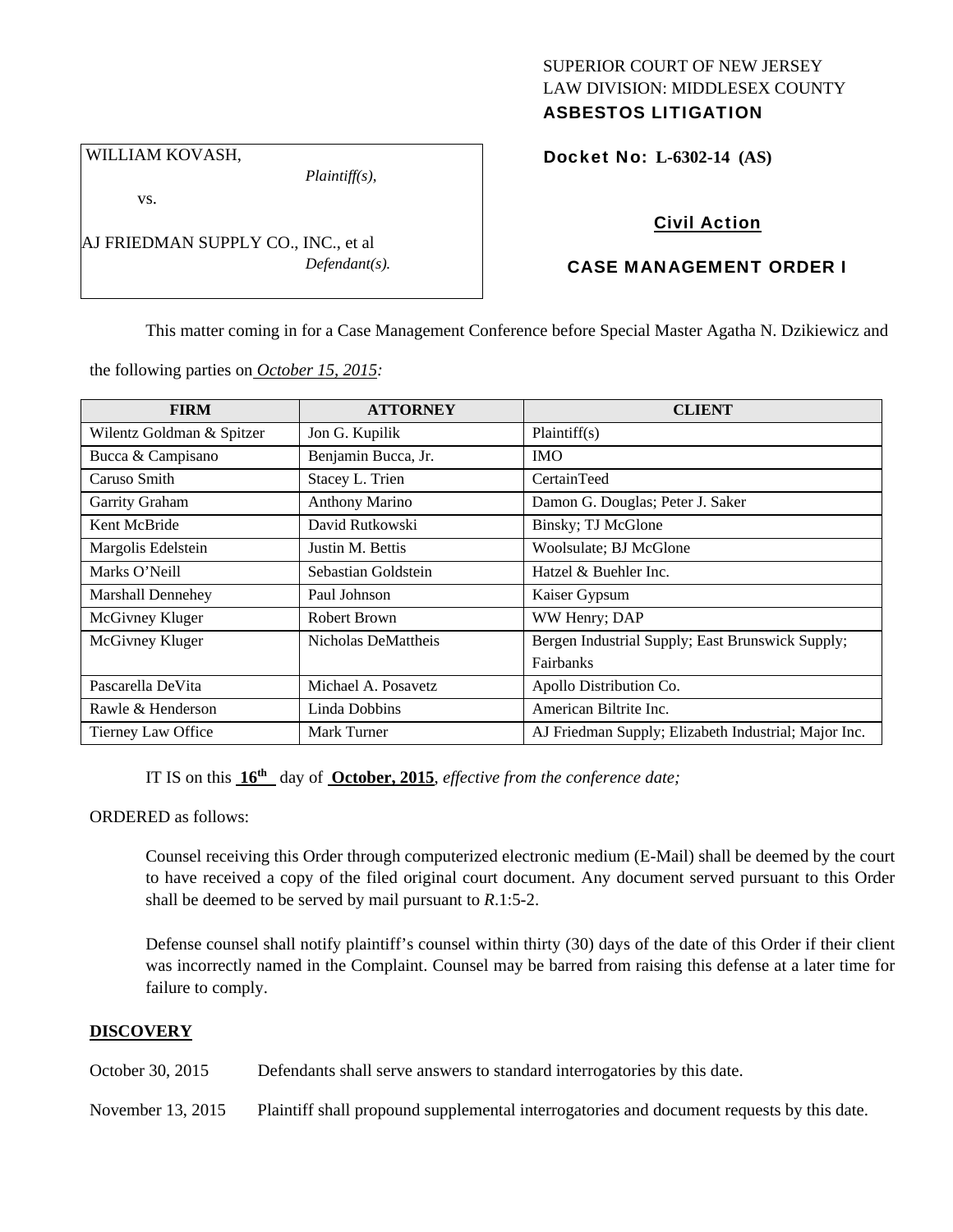SUPERIOR COURT OF NEW JERSEY
LAW DIVISION: MIDDLESEX COUNTY
**ASBESTOS LITIGATION**

| |
|---|
| WILLIAM KOVASH, *Plaintiff(s),* |
| vs. |
| AJ FRIEDMAN SUPPLY CO., INC., et al *Defendant(s).* |

**Docket No: L-6302-14 (AS)**

**Civil Action**

**CASE MANAGEMENT ORDER I**

This matter coming in for a Case Management Conference before Special Master Agatha N. Dzikiewicz and the following parties on *October 15, 2015:*

| FIRM | ATTORNEY | CLIENT |
|---|---|---|
| Wilentz Goldman & Spitzer | Jon G. Kupilik | Plaintiff(s) |
| Bucca & Campisano | Benjamin Bucca, Jr. | IMO |
| Caruso Smith | Stacey L. Trien | CertainTeed |
| Garrity Graham | Anthony Marino | Damon G. Douglas; Peter J. Saker |
| Kent McBride | David Rutkowski | Binsky; TJ McGlone |
| Margolis Edelstein | Justin M. Bettis | Woolsulate; BJ McGlone |
| Marks O'Neill | Sebastian Goldstein | Hatzel & Buehler Inc. |
| Marshall Dennehey | Paul Johnson | Kaiser Gypsum |
| McGivney Kluger | Robert Brown | WW Henry; DAP |
| McGivney Kluger | Nicholas DeMattheis | Bergen Industrial Supply; East Brunswick Supply; Fairbanks |
| Pascarella DeVita | Michael A. Posavetz | Apollo Distribution Co. |
| Rawle & Henderson | Linda Dobbins | American Biltrite Inc. |
| Tierney Law Office | Mark Turner | AJ Friedman Supply; Elizabeth Industrial; Major Inc. |

IT IS on this **16th** day of **October, 2015**, *effective from the conference date;*

ORDERED as follows:

Counsel receiving this Order through computerized electronic medium (E-Mail) shall be deemed by the court to have received a copy of the filed original court document. Any document served pursuant to this Order shall be deemed to be served by mail pursuant to *R*.1:5-2.

Defense counsel shall notify plaintiff's counsel within thirty (30) days of the date of this Order if their client was incorrectly named in the Complaint. Counsel may be barred from raising this defense at a later time for failure to comply.

**DISCOVERY**

October 30, 2015 Defendants shall serve answers to standard interrogatories by this date.

November 13, 2015 Plaintiff shall propound supplemental interrogatories and document requests by this date.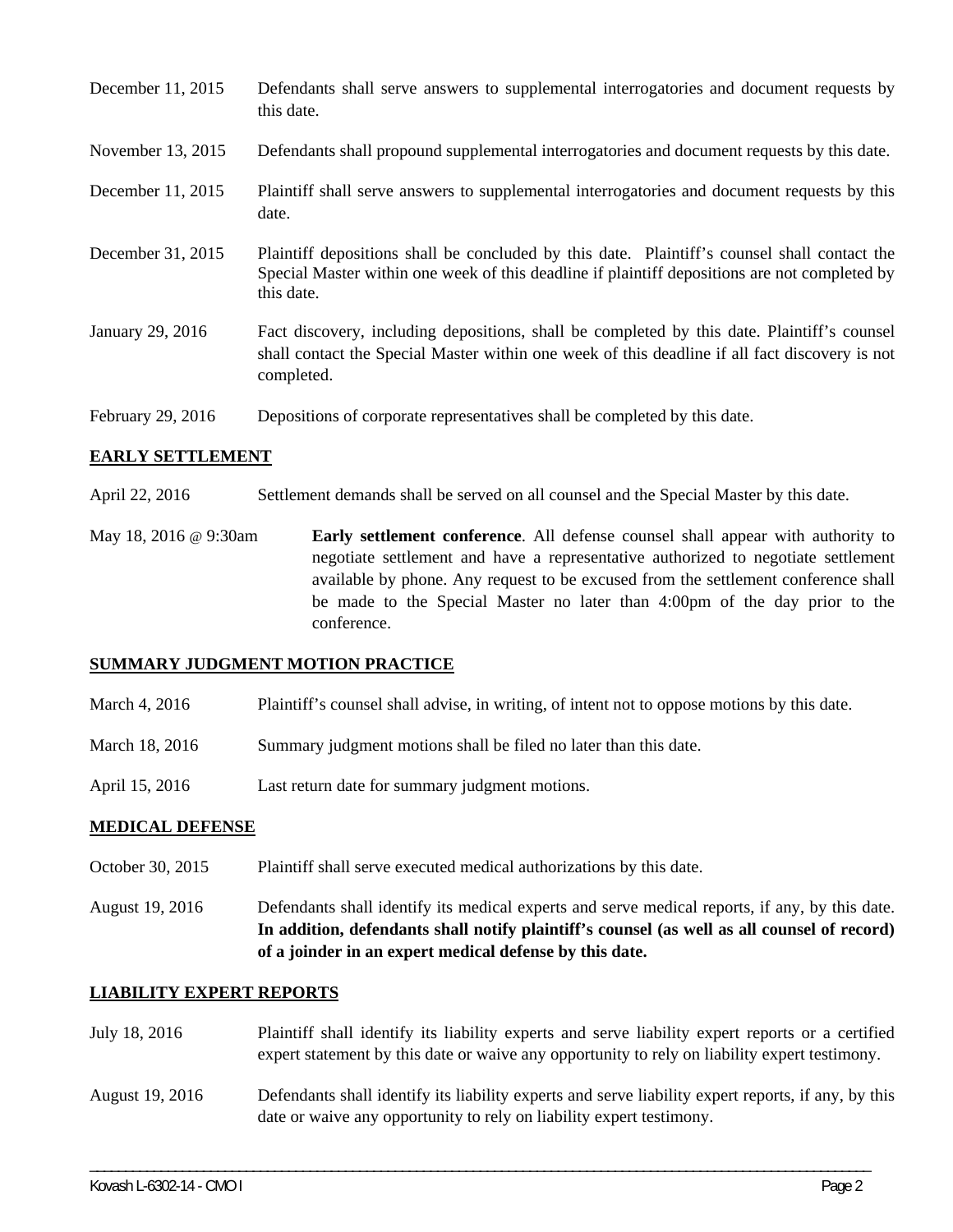| | |
|---|---|
| December 11, 2015 | Defendants shall serve answers to supplemental interrogatories and document requests by this date. |
| November 13, 2015 | Defendants shall propound supplemental interrogatories and document requests by this date. |
| December 11, 2015 | Plaintiff shall serve answers to supplemental interrogatories and document requests by this date. |
| December 31, 2015 | Plaintiff depositions shall be concluded by this date. Plaintiff's counsel shall contact the Special Master within one week of this deadline if plaintiff depositions are not completed by this date. |
| January 29, 2016 | Fact discovery, including depositions, shall be completed by this date. Plaintiff's counsel shall contact the Special Master within one week of this deadline if all fact discovery is not completed. |
| February 29, 2016 | Depositions of corporate representatives shall be completed by this date. |

## EARLY SETTLEMENT

| | |
|---|---|
| April 22, 2016 | Settlement demands shall be served on all counsel and the Special Master by this date. |
| May 18, 2016 @ 9:30am | **Early settlement conference**. All defense counsel shall appear with authority to negotiate settlement and have a representative authorized to negotiate settlement available by phone. Any request to be excused from the settlement conference shall be made to the Special Master no later than 4:00pm of the day prior to the conference. |

## SUMMARY JUDGMENT MOTION PRACTICE

| | |
|---|---|
| March 4, 2016 | Plaintiff's counsel shall advise, in writing, of intent not to oppose motions by this date. |
| March 18, 2016 | Summary judgment motions shall be filed no later than this date. |
| April 15, 2016 | Last return date for summary judgment motions. |

## MEDICAL DEFENSE

| | |
|---|---|
| October 30, 2015 | Plaintiff shall serve executed medical authorizations by this date. |
| August 19, 2016 | Defendants shall identify its medical experts and serve medical reports, if any, by this date. **In addition, defendants shall notify plaintiff's counsel (as well as all counsel of record) of a joinder in an expert medical defense by this date.** |

## LIABILITY EXPERT REPORTS

| | |
|---|---|
| July 18, 2016 | Plaintiff shall identify its liability experts and serve liability expert reports or a certified expert statement by this date or waive any opportunity to rely on liability expert testimony. |
| August 19, 2016 | Defendants shall identify its liability experts and serve liability expert reports, if any, by this date or waive any opportunity to rely on liability expert testimony. |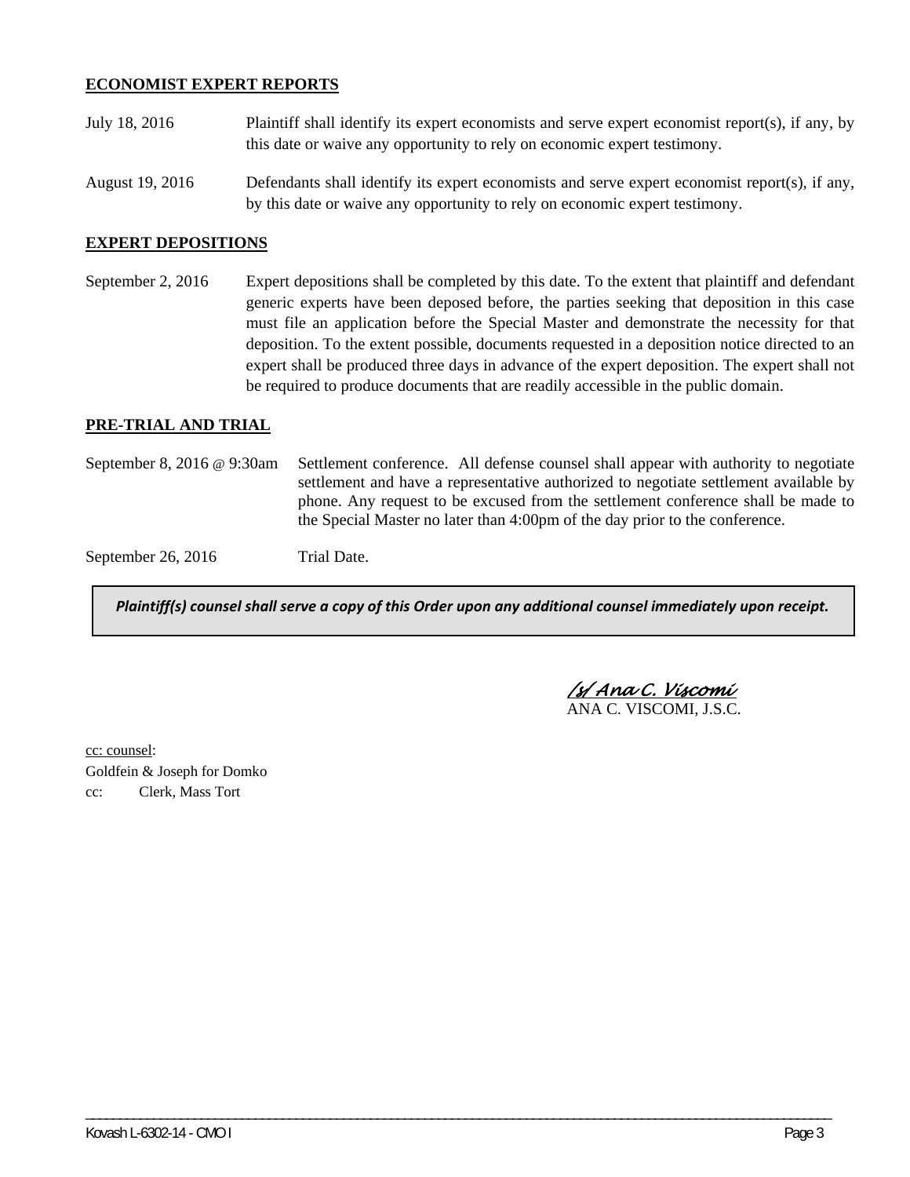**ECONOMIST EXPERT REPORTS**

| | |
|---|---|
| July 18, 2016 | Plaintiff shall identify its expert economists and serve expert economist report(s), if any, by this date or waive any opportunity to rely on economic expert testimony. |
| August 19, 2016 | Defendants shall identify its expert economists and serve expert economist report(s), if any, by this date or waive any opportunity to rely on economic expert testimony. |

**EXPERT DEPOSITIONS**

| | |
|---|---|
| September 2, 2016 | Expert depositions shall be completed by this date. To the extent that plaintiff and defendant generic experts have been deposed before, the parties seeking that deposition in this case must file an application before the Special Master and demonstrate the necessity for that deposition. To the extent possible, documents requested in a deposition notice directed to an expert shall be produced three days in advance of the expert deposition. The expert shall not be required to produce documents that are readily accessible in the public domain. |

**PRE-TRIAL AND TRIAL**

| | |
|---|---|
| September 8, 2016 @ 9:30am | Settlement conference. All defense counsel shall appear with authority to negotiate settlement and have a representative authorized to negotiate settlement available by phone. Any request to be excused from the settlement conference shall be made to the Special Master no later than 4:00pm of the day prior to the conference. |
| September 26, 2016 | Trial Date. |

***Plaintiff(s) counsel shall serve a copy of this Order upon any additional counsel immediately upon receipt.***

/s/ Ana C. Viscomi
ANA C. VISCOMI, J.S.C.

cc: counsel:
Goldfein & Joseph for Domko
cc: Clerk, Mass Tort

Kovash L-6302-14 - CMO I